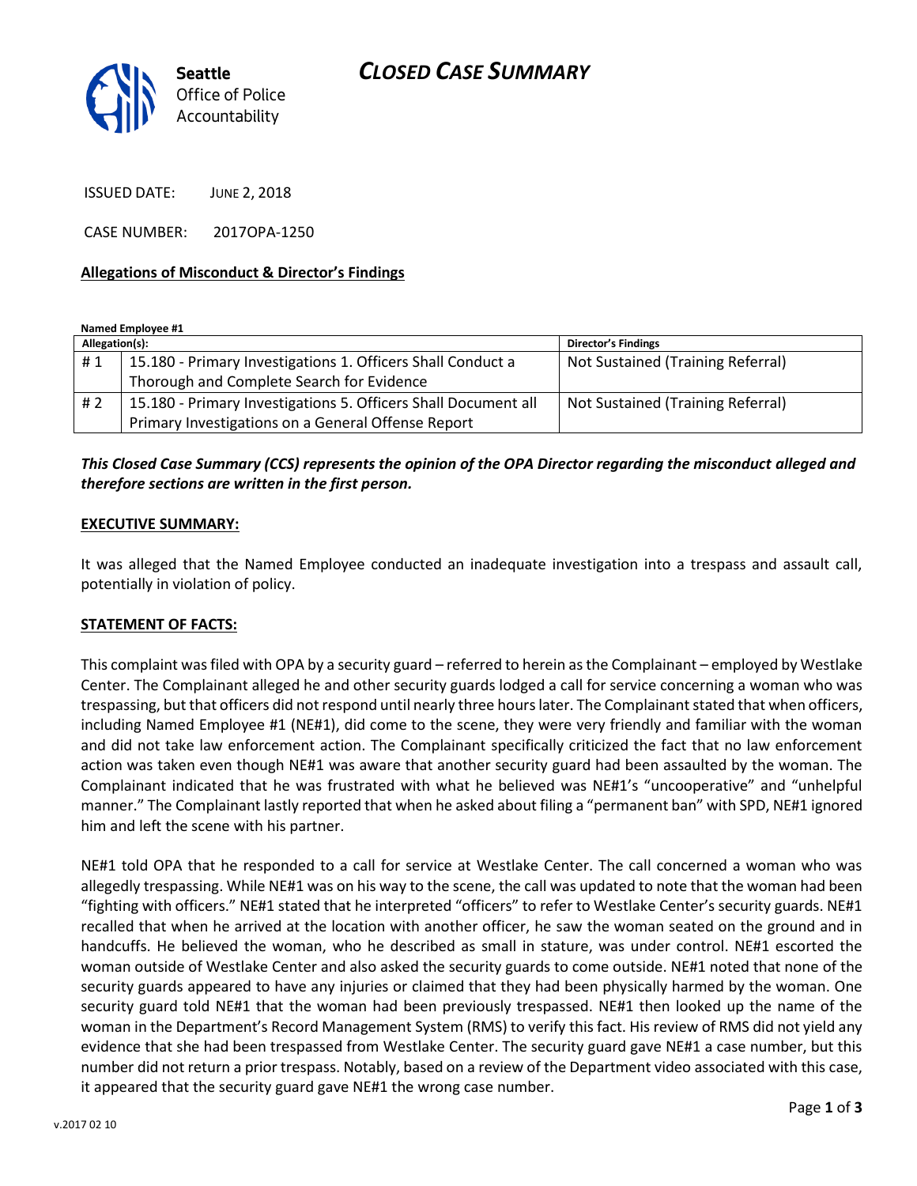Seattle Office of Police Accountability

# CLOSED CASE SUMMARY

ISSUED DATE: JUNE 2, 2018

CASE NUMBER: 2017OPA-1250

**Allegations of Misconduct & Director's Findings**

**Named Employee #1**

| Allegation(s): | | Director's Findings |
|---|---|---|
| # 1 | 15.180 - Primary Investigations 1. Officers Shall Conduct a Thorough and Complete Search for Evidence | Not Sustained (Training Referral) |
| # 2 | 15.180 - Primary Investigations 5. Officers Shall Document all Primary Investigations on a General Offense Report | Not Sustained (Training Referral) |

***This Closed Case Summary (CCS) represents the opinion of the OPA Director regarding the misconduct alleged and therefore sections are written in the first person.***

**EXECUTIVE SUMMARY:**

It was alleged that the Named Employee conducted an inadequate investigation into a trespass and assault call, potentially in violation of policy.

**STATEMENT OF FACTS:**

This complaint was filed with OPA by a security guard – referred to herein as the Complainant – employed by Westlake Center. The Complainant alleged he and other security guards lodged a call for service concerning a woman who was trespassing, but that officers did not respond until nearly three hours later. The Complainant stated that when officers, including Named Employee #1 (NE#1), did come to the scene, they were very friendly and familiar with the woman and did not take law enforcement action. The Complainant specifically criticized the fact that no law enforcement action was taken even though NE#1 was aware that another security guard had been assaulted by the woman. The Complainant indicated that he was frustrated with what he believed was NE#1's "uncooperative" and "unhelpful manner." The Complainant lastly reported that when he asked about filing a "permanent ban" with SPD, NE#1 ignored him and left the scene with his partner.

NE#1 told OPA that he responded to a call for service at Westlake Center. The call concerned a woman who was allegedly trespassing. While NE#1 was on his way to the scene, the call was updated to note that the woman had been "fighting with officers." NE#1 stated that he interpreted "officers" to refer to Westlake Center's security guards. NE#1 recalled that when he arrived at the location with another officer, he saw the woman seated on the ground and in handcuffs. He believed the woman, who he described as small in stature, was under control. NE#1 escorted the woman outside of Westlake Center and also asked the security guards to come outside. NE#1 noted that none of the security guards appeared to have any injuries or claimed that they had been physically harmed by the woman. One security guard told NE#1 that the woman had been previously trespassed. NE#1 then looked up the name of the woman in the Department's Record Management System (RMS) to verify this fact. His review of RMS did not yield any evidence that she had been trespassed from Westlake Center. The security guard gave NE#1 a case number, but this number did not return a prior trespass. Notably, based on a review of the Department video associated with this case, it appeared that the security guard gave NE#1 the wrong case number.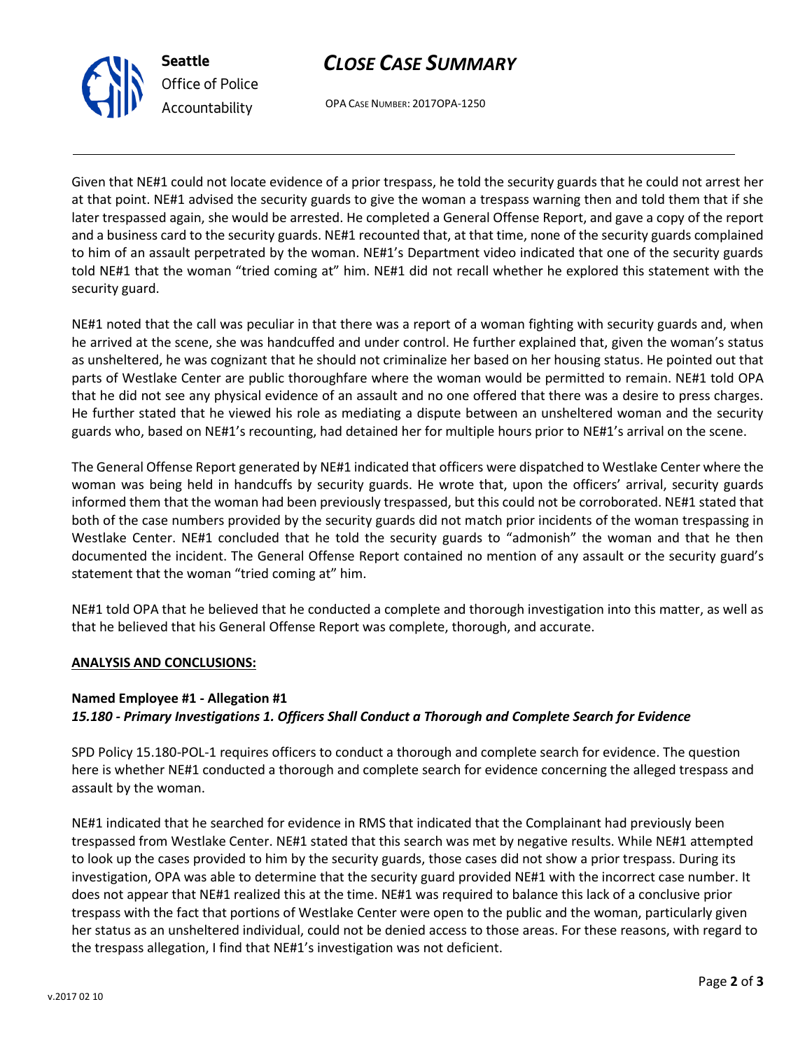Given that NE#1 could not locate evidence of a prior trespass, he told the security guards that he could not arrest her at that point. NE#1 advised the security guards to give the woman a trespass warning then and told them that if she later trespassed again, she would be arrested. He completed a General Offense Report, and gave a copy of the report and a business card to the security guards. NE#1 recounted that, at that time, none of the security guards complained to him of an assault perpetrated by the woman. NE#1's Department video indicated that one of the security guards told NE#1 that the woman "tried coming at" him. NE#1 did not recall whether he explored this statement with the security guard.

NE#1 noted that the call was peculiar in that there was a report of a woman fighting with security guards and, when he arrived at the scene, she was handcuffed and under control. He further explained that, given the woman's status as unsheltered, he was cognizant that he should not criminalize her based on her housing status. He pointed out that parts of Westlake Center are public thoroughfare where the woman would be permitted to remain. NE#1 told OPA that he did not see any physical evidence of an assault and no one offered that there was a desire to press charges. He further stated that he viewed his role as mediating a dispute between an unsheltered woman and the security guards who, based on NE#1's recounting, had detained her for multiple hours prior to NE#1's arrival on the scene.

The General Offense Report generated by NE#1 indicated that officers were dispatched to Westlake Center where the woman was being held in handcuffs by security guards. He wrote that, upon the officers' arrival, security guards informed them that the woman had been previously trespassed, but this could not be corroborated. NE#1 stated that both of the case numbers provided by the security guards did not match prior incidents of the woman trespassing in Westlake Center. NE#1 concluded that he told the security guards to "admonish" the woman and that he then documented the incident. The General Offense Report contained no mention of any assault or the security guard's statement that the woman "tried coming at" him.

NE#1 told OPA that he believed that he conducted a complete and thorough investigation into this matter, as well as that he believed that his General Offense Report was complete, thorough, and accurate.

**ANALYSIS AND CONCLUSIONS:**

**Named Employee #1 - Allegation #1**
***15.180 - Primary Investigations 1. Officers Shall Conduct a Thorough and Complete Search for Evidence***

SPD Policy 15.180-POL-1 requires officers to conduct a thorough and complete search for evidence. The question here is whether NE#1 conducted a thorough and complete search for evidence concerning the alleged trespass and assault by the woman.

NE#1 indicated that he searched for evidence in RMS that indicated that the Complainant had previously been trespassed from Westlake Center. NE#1 stated that this search was met by negative results. While NE#1 attempted to look up the cases provided to him by the security guards, those cases did not show a prior trespass. During its investigation, OPA was able to determine that the security guard provided NE#1 with the incorrect case number. It does not appear that NE#1 realized this at the time. NE#1 was required to balance this lack of a conclusive prior trespass with the fact that portions of Westlake Center were open to the public and the woman, particularly given her status as an unsheltered individual, could not be denied access to those areas. For these reasons, with regard to the trespass allegation, I find that NE#1's investigation was not deficient.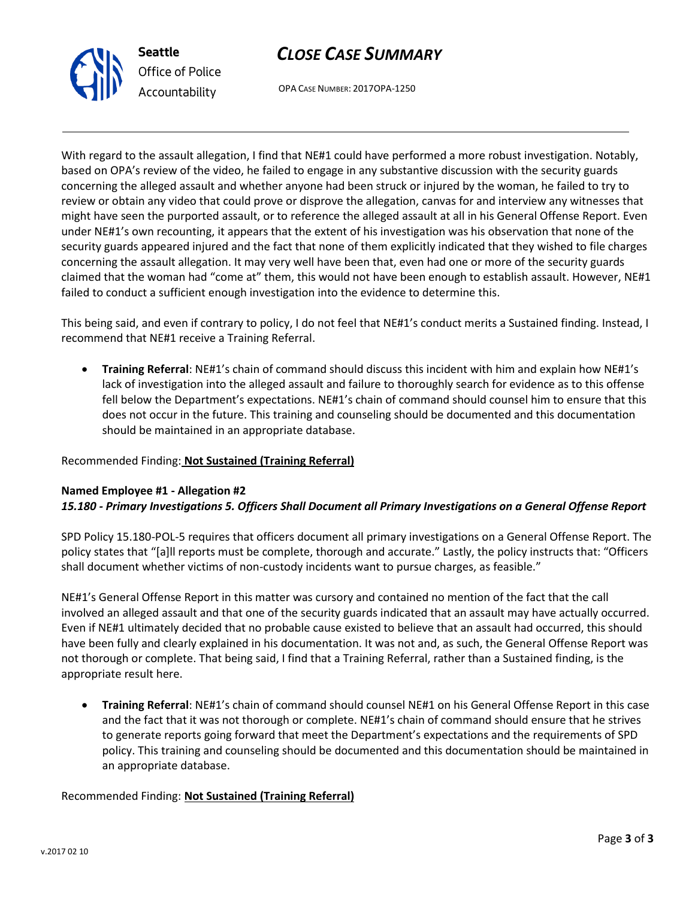With regard to the assault allegation, I find that NE#1 could have performed a more robust investigation. Notably, based on OPA's review of the video, he failed to engage in any substantive discussion with the security guards concerning the alleged assault and whether anyone had been struck or injured by the woman, he failed to try to review or obtain any video that could prove or disprove the allegation, canvas for and interview any witnesses that might have seen the purported assault, or to reference the alleged assault at all in his General Offense Report. Even under NE#1's own recounting, it appears that the extent of his investigation was his observation that none of the security guards appeared injured and the fact that none of them explicitly indicated that they wished to file charges concerning the assault allegation. It may very well have been that, even had one or more of the security guards claimed that the woman had "come at" them, this would not have been enough to establish assault. However, NE#1 failed to conduct a sufficient enough investigation into the evidence to determine this.

This being said, and even if contrary to policy, I do not feel that NE#1's conduct merits a Sustained finding. Instead, I recommend that NE#1 receive a Training Referral.

- **Training Referral**: NE#1's chain of command should discuss this incident with him and explain how NE#1's lack of investigation into the alleged assault and failure to thoroughly search for evidence as to this offense fell below the Department's expectations. NE#1's chain of command should counsel him to ensure that this does not occur in the future. This training and counseling should be documented and this documentation should be maintained in an appropriate database.

Recommended Finding: **Not Sustained (Training Referral)**

**Named Employee #1 - Allegation #2**
***15.180 - Primary Investigations 5. Officers Shall Document all Primary Investigations on a General Offense Report***

SPD Policy 15.180-POL-5 requires that officers document all primary investigations on a General Offense Report. The policy states that "[a]ll reports must be complete, thorough and accurate." Lastly, the policy instructs that: "Officers shall document whether victims of non-custody incidents want to pursue charges, as feasible."

NE#1's General Offense Report in this matter was cursory and contained no mention of the fact that the call involved an alleged assault and that one of the security guards indicated that an assault may have actually occurred. Even if NE#1 ultimately decided that no probable cause existed to believe that an assault had occurred, this should have been fully and clearly explained in his documentation. It was not and, as such, the General Offense Report was not thorough or complete. That being said, I find that a Training Referral, rather than a Sustained finding, is the appropriate result here.

- **Training Referral**: NE#1's chain of command should counsel NE#1 on his General Offense Report in this case and the fact that it was not thorough or complete. NE#1's chain of command should ensure that he strives to generate reports going forward that meet the Department's expectations and the requirements of SPD policy. This training and counseling should be documented and this documentation should be maintained in an appropriate database.

Recommended Finding: **Not Sustained (Training Referral)**